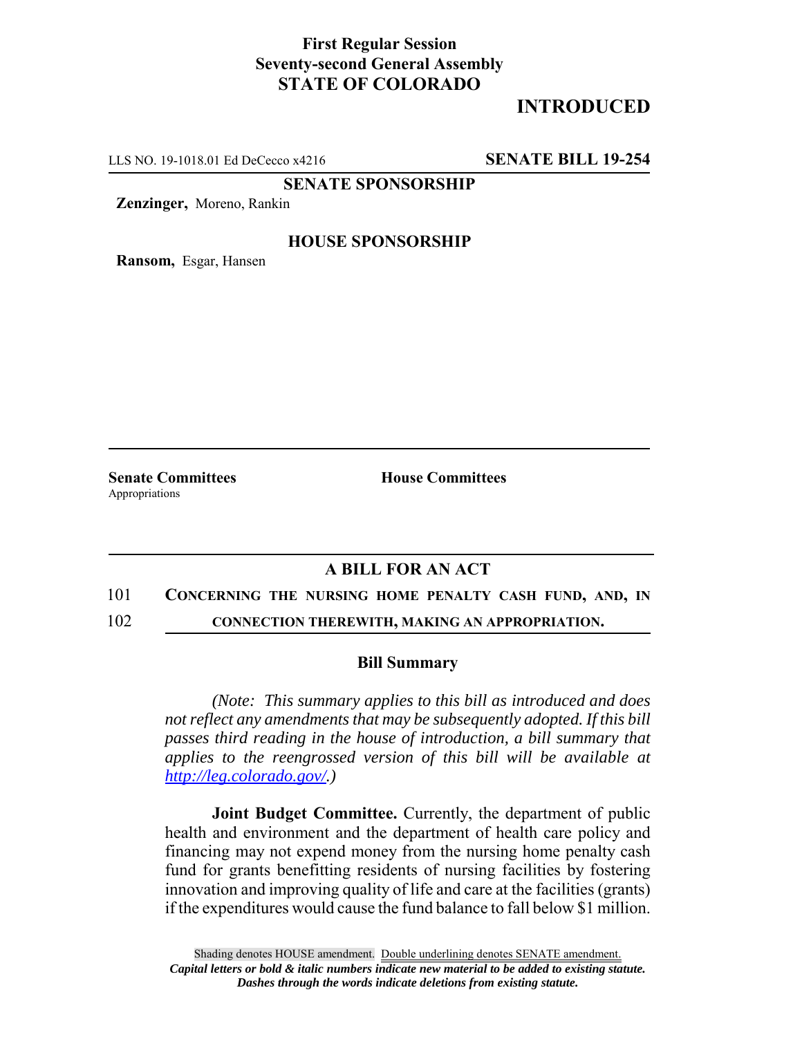**First Regular Session**
**Seventy-second General Assembly**
**STATE OF COLORADO**

**INTRODUCED**

LLS NO. 19-1018.01 Ed DeCecco x4216 **SENATE BILL 19-254**

**SENATE SPONSORSHIP**

**Zenzinger,** Moreno, Rankin

**HOUSE SPONSORSHIP**

**Ransom,** Esgar, Hansen

**Senate Committees**
Appropriations

**House Committees**

## A BILL FOR AN ACT

101 **CONCERNING THE NURSING HOME PENALTY CASH FUND, AND, IN**
102 **CONNECTION THEREWITH, MAKING AN APPROPRIATION.**

### Bill Summary

*(Note: This summary applies to this bill as introduced and does not reflect any amendments that may be subsequently adopted. If this bill passes third reading in the house of introduction, a bill summary that applies to the reengrossed version of this bill will be available at http://leg.colorado.gov/.)*

**Joint Budget Committee.** Currently, the department of public health and environment and the department of health care policy and financing may not expend money from the nursing home penalty cash fund for grants benefitting residents of nursing facilities by fostering innovation and improving quality of life and care at the facilities (grants) if the expenditures would cause the fund balance to fall below $1 million.

Shading denotes HOUSE amendment. Double underlining denotes SENATE amendment.
*Capital letters or bold & italic numbers indicate new material to be added to existing statute.*
*Dashes through the words indicate deletions from existing statute.*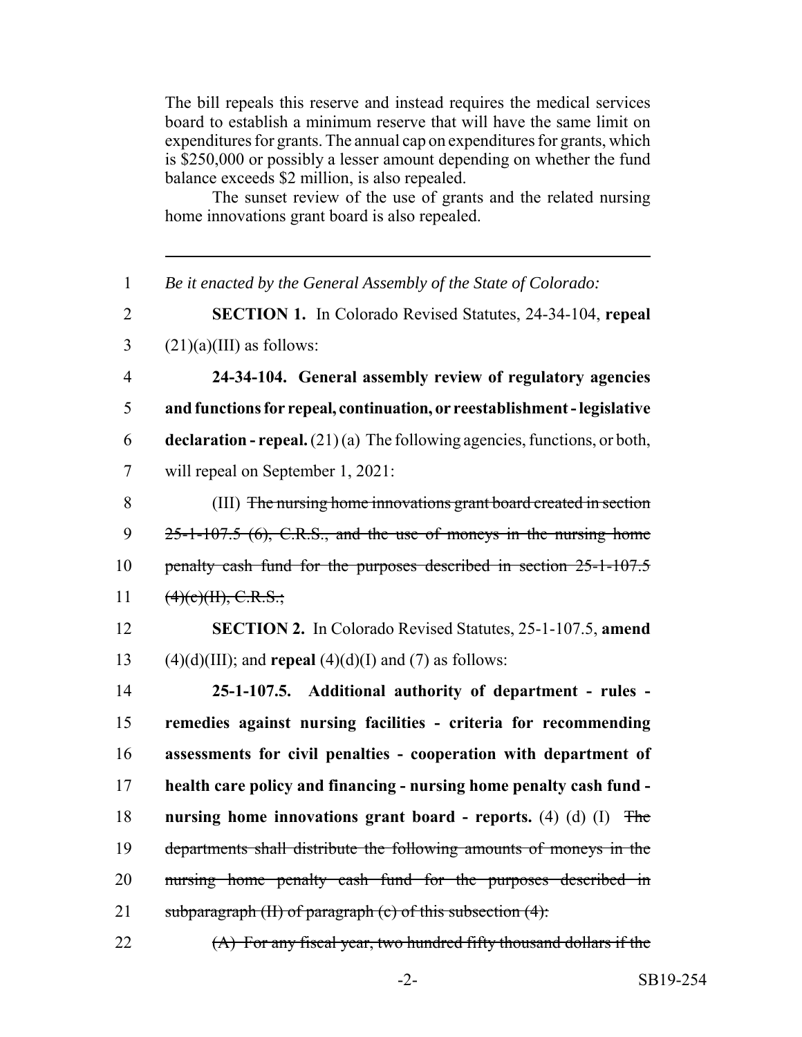The bill repeals this reserve and instead requires the medical services board to establish a minimum reserve that will have the same limit on expenditures for grants. The annual cap on expenditures for grants, which is $250,000 or possibly a lesser amount depending on whether the fund balance exceeds $2 million, is also repealed.

The sunset review of the use of grants and the related nursing home innovations grant board is also repealed.

---

1 *Be it enacted by the General Assembly of the State of Colorado:*

2 **SECTION 1.** In Colorado Revised Statutes, 24-34-104, **repeal**
3 (21)(a)(III) as follows:

4 **24-34-104. General assembly review of regulatory agencies**
5 **and functions for repeal, continuation, or reestablishment - legislative**
6 **declaration - repeal.** (21) (a) The following agencies, functions, or both,
7 will repeal on September 1, 2021:

8 (III) ~~The nursing home innovations grant board created in section~~
9 ~~25-1-107.5 (6), C.R.S., and the use of moneys in the nursing home~~
10 ~~penalty cash fund for the purposes described in section 25-1-107.5~~
11 ~~(4)(c)(II), C.R.S.;~~

12 **SECTION 2.** In Colorado Revised Statutes, 25-1-107.5, **amend**
13 (4)(d)(III); and **repeal** (4)(d)(I) and (7) as follows:

14 **25-1-107.5. Additional authority of department - rules -**
15 **remedies against nursing facilities - criteria for recommending**
16 **assessments for civil penalties - cooperation with department of**
17 **health care policy and financing - nursing home penalty cash fund -**
18 **nursing home innovations grant board - reports.** (4) (d) (I) ~~The~~
19 ~~departments shall distribute the following amounts of moneys in the~~
20 ~~nursing home penalty cash fund for the purposes described in~~
21 ~~subparagraph (II) of paragraph (c) of this subsection (4):~~

22 ~~(A) For any fiscal year, two hundred fifty thousand dollars if the~~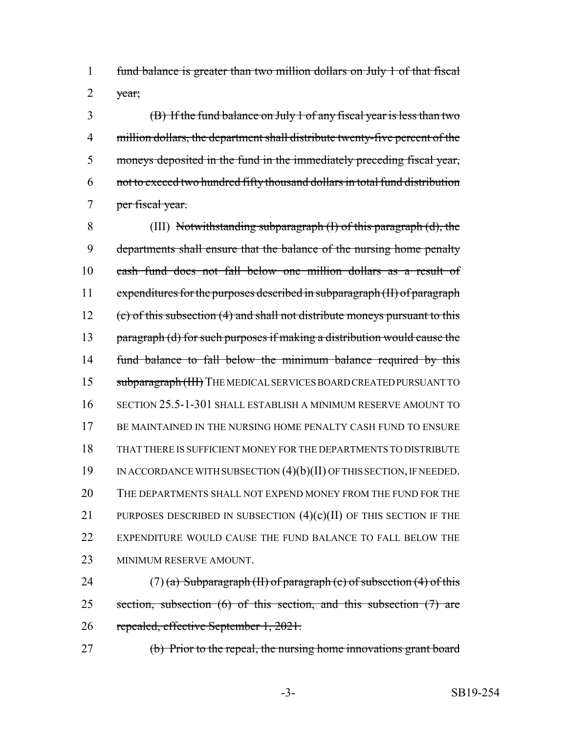fund balance is greater than two million dollars on July 1 of that fiscal year;

(B) If the fund balance on July 1 of any fiscal year is less than two million dollars, the department shall distribute twenty-five percent of the moneys deposited in the fund in the immediately preceding fiscal year, not to exceed two hundred fifty thousand dollars in total fund distribution per fiscal year.

(III) Notwithstanding subparagraph (I) of this paragraph (d), the departments shall ensure that the balance of the nursing home penalty cash fund does not fall below one million dollars as a result of expenditures for the purposes described in subparagraph (II) of paragraph (c) of this subsection (4) and shall not distribute moneys pursuant to this paragraph (d) for such purposes if making a distribution would cause the fund balance to fall below the minimum balance required by this subparagraph (III) THE MEDICAL SERVICES BOARD CREATED PURSUANT TO SECTION 25.5-1-301 SHALL ESTABLISH A MINIMUM RESERVE AMOUNT TO BE MAINTAINED IN THE NURSING HOME PENALTY CASH FUND TO ENSURE THAT THERE IS SUFFICIENT MONEY FOR THE DEPARTMENTS TO DISTRIBUTE IN ACCORDANCE WITH SUBSECTION (4)(b)(II) OF THIS SECTION, IF NEEDED. THE DEPARTMENTS SHALL NOT EXPEND MONEY FROM THE FUND FOR THE PURPOSES DESCRIBED IN SUBSECTION (4)(c)(II) OF THIS SECTION IF THE EXPENDITURE WOULD CAUSE THE FUND BALANCE TO FALL BELOW THE MINIMUM RESERVE AMOUNT.

(7) (a) Subparagraph (II) of paragraph (c) of subsection (4) of this section, subsection (6) of this section, and this subsection (7) are repealed, effective September 1, 2021.

(b) Prior to the repeal, the nursing home innovations grant board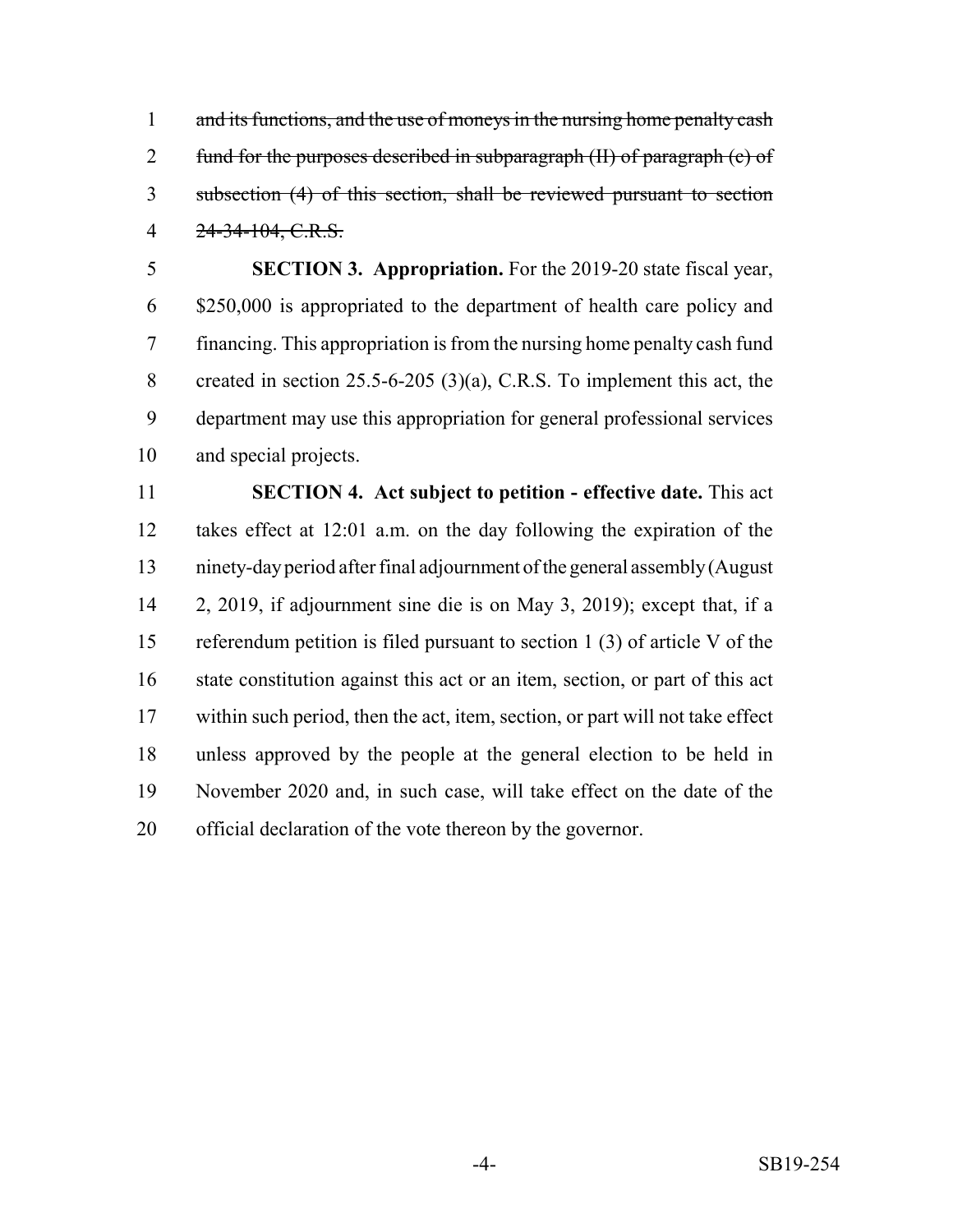~~and its functions, and the use of moneys in the nursing home penalty cash fund for the purposes described in subparagraph (II) of paragraph (c) of subsection (4) of this section, shall be reviewed pursuant to section 24-34-104, C.R.S.~~

**SECTION 3. Appropriation.** For the 2019-20 state fiscal year, $250,000 is appropriated to the department of health care policy and financing. This appropriation is from the nursing home penalty cash fund created in section 25.5-6-205 (3)(a), C.R.S. To implement this act, the department may use this appropriation for general professional services and special projects.

**SECTION 4. Act subject to petition - effective date.** This act takes effect at 12:01 a.m. on the day following the expiration of the ninety-day period after final adjournment of the general assembly (August 2, 2019, if adjournment sine die is on May 3, 2019); except that, if a referendum petition is filed pursuant to section 1 (3) of article V of the state constitution against this act or an item, section, or part of this act within such period, then the act, item, section, or part will not take effect unless approved by the people at the general election to be held in November 2020 and, in such case, will take effect on the date of the official declaration of the vote thereon by the governor.